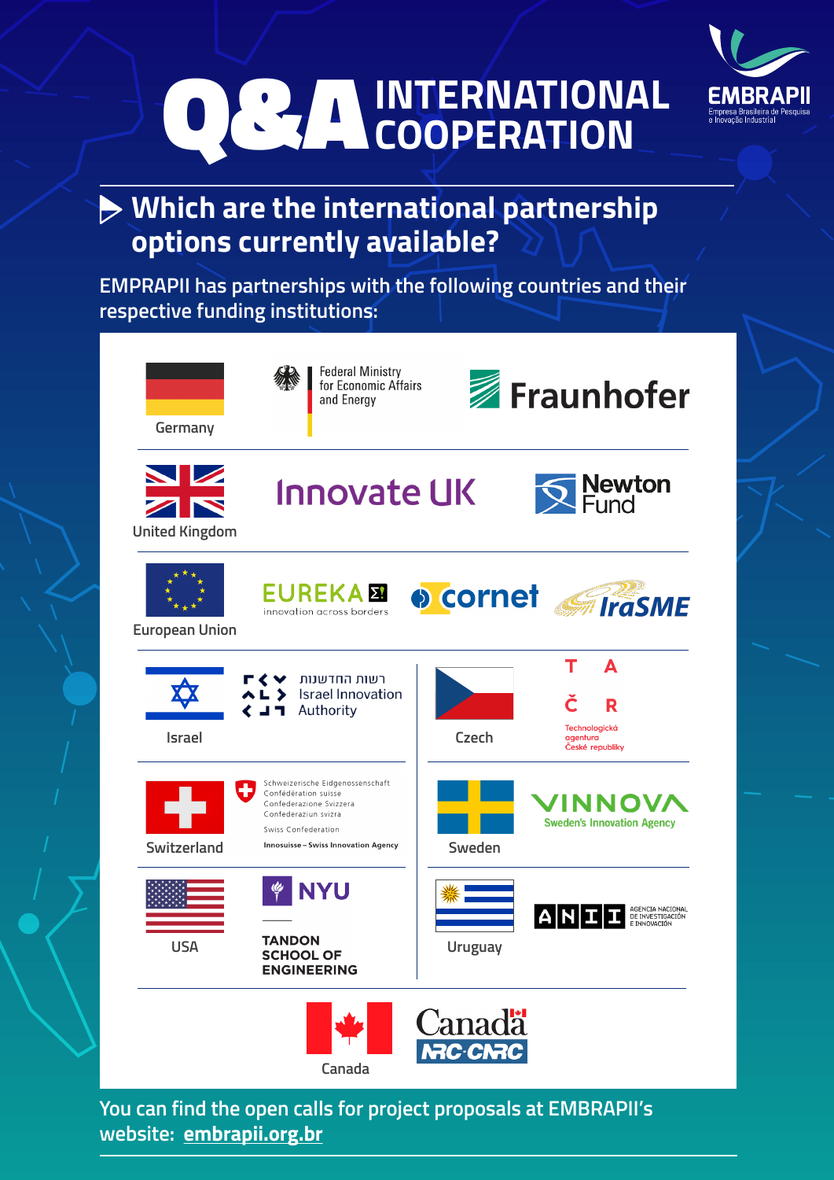# Q&A INTERNATIONAL COOPERATION

EMBRAPII
Empresa Brasileira de Pesquisa e Inovação Industrial

## Which are the international partnership options currently available?

EMPRAPII has partnerships with the following countries and their respective funding institutions:

| Country | Funding institutions |
| --- | --- |
| Germany | Federal Ministry for Economic Affairs and Energy; Fraunhofer |
| United Kingdom | Innovate UK; Newton Fund |
| European Union | EUREKA (innovation across borders); cornet; IraSME |
| Israel | רשות החדשנות Israel Innovation Authority |
| Czech | TA ČR – Technologická agentura České republiky |
| Switzerland | Schweizerische Eidgenossenschaft / Confédération suisse / Confederazione Svizzera / Confederaziun svizra – Swiss Confederation; Innosuisse – Swiss Innovation Agency |
| Sweden | VINNOVA – Sweden's Innovation Agency |
| USA | NYU Tandon School of Engineering |
| Uruguay | ANII – Agencia Nacional de Investigación e Innovación |
| Canada | Canada NRC-CNRC |

You can find the open calls for project proposals at EMBRAPII's website: **embrapii.org.br**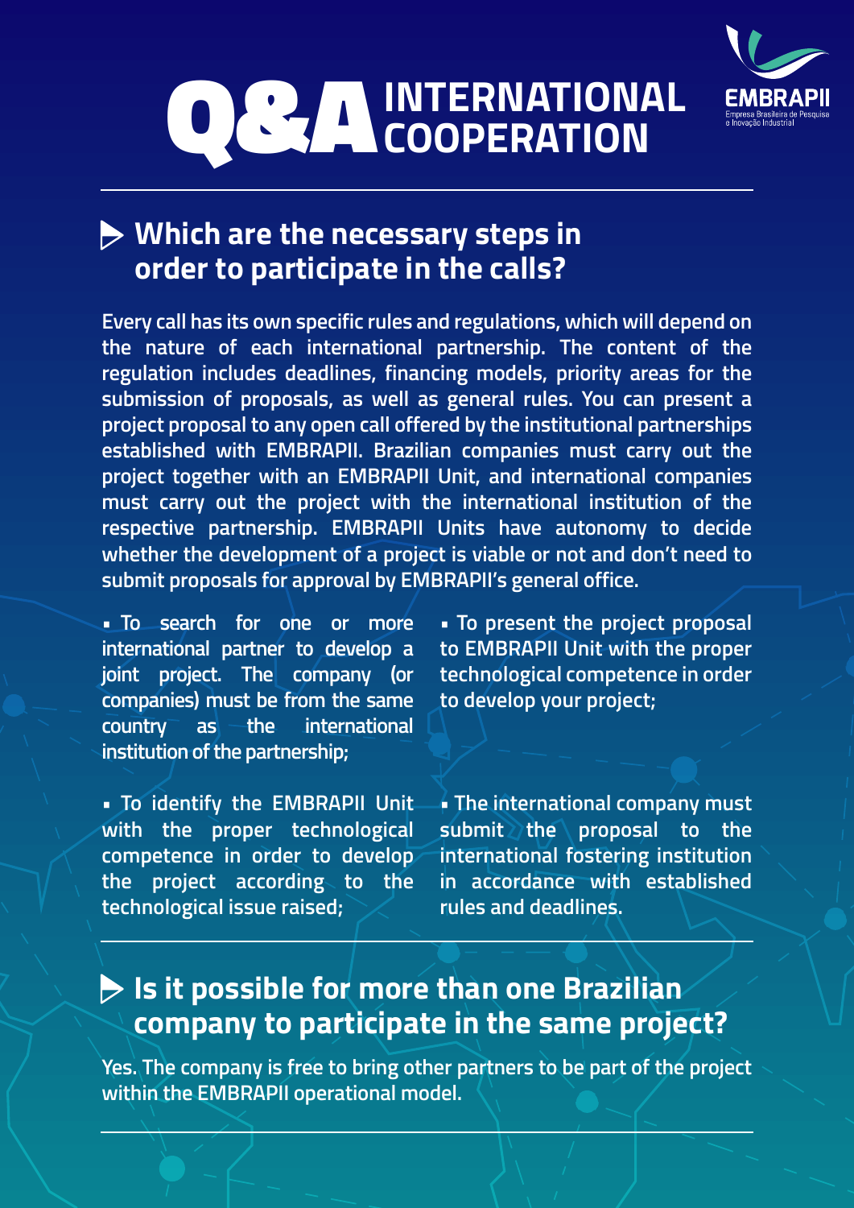# Q&A INTERNATIONAL COOPERATION

EMBRAPII
Empresa Brasileira de Pesquisa e Inovação Industrial

---

## Which are the necessary steps in order to participate in the calls?

Every call has its own specific rules and regulations, which will depend on the nature of each international partnership. The content of the regulation includes deadlines, financing models, priority areas for the submission of proposals, as well as general rules. You can present a project proposal to any open call offered by the institutional partnerships established with EMBRAPII. Brazilian companies must carry out the project together with an EMBRAPII Unit, and international companies must carry out the project with the international institution of the respective partnership. EMBRAPII Units have autonomy to decide whether the development of a project is viable or not and don't need to submit proposals for approval by EMBRAPII's general office.

- To search for one or more international partner to develop a joint project. The company (or companies) must be from the same country as the international institution of the partnership;
- To identify the EMBRAPII Unit with the proper technological competence in order to develop the project according to the technological issue raised;
- To present the project proposal to EMBRAPII Unit with the proper technological competence in order to develop your project;
- The international company must submit the proposal to the international fostering institution in accordance with established rules and deadlines.

---

## Is it possible for more than one Brazilian company to participate in the same project?

Yes. The company is free to bring other partners to be part of the project within the EMBRAPII operational model.

---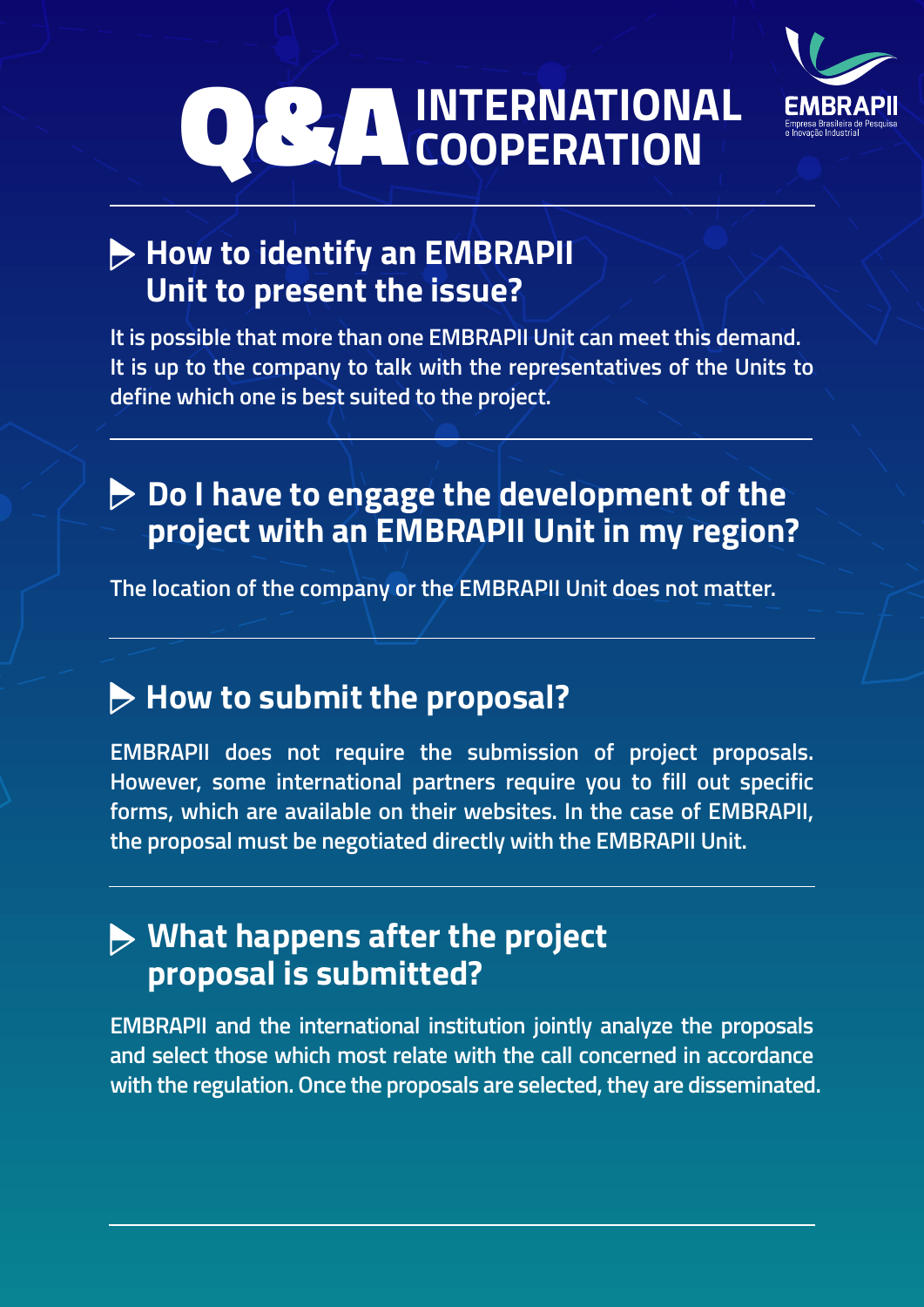# Q&A INTERNATIONAL COOPERATION

EMBRAPII
Empresa Brasileira de Pesquisa e Inovação Industrial

## How to identify an EMBRAPII Unit to present the issue?

It is possible that more than one EMBRAPII Unit can meet this demand. It is up to the company to talk with the representatives of the Units to define which one is best suited to the project.

## Do I have to engage the development of the project with an EMBRAPII Unit in my region?

The location of the company or the EMBRAPII Unit does not matter.

## How to submit the proposal?

EMBRAPII does not require the submission of project proposals. However, some international partners require you to fill out specific forms, which are available on their websites. In the case of EMBRAPII, the proposal must be negotiated directly with the EMBRAPII Unit.

## What happens after the project proposal is submitted?

EMBRAPII and the international institution jointly analyze the proposals and select those which most relate with the call concerned in accordance with the regulation. Once the proposals are selected, they are disseminated.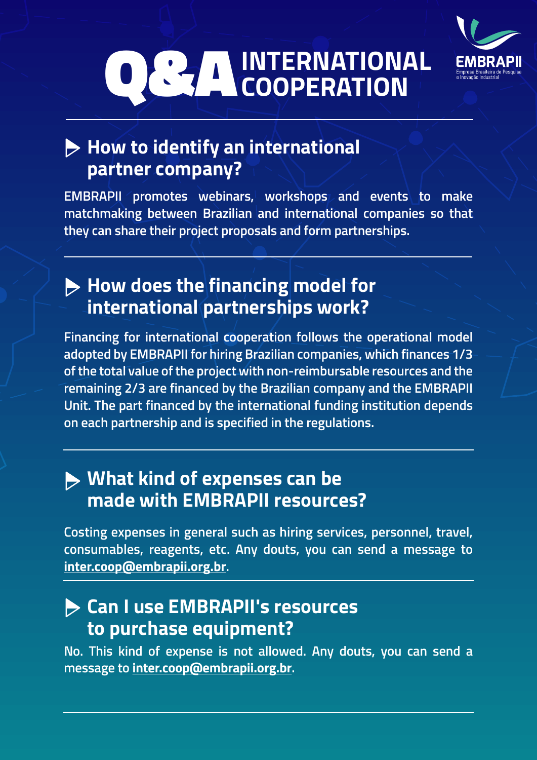# Q&A INTERNATIONAL COOPERATION

EMBRAPII
Empresa Brasileira de Pesquisa e Inovação Industrial

## How to identify an international partner company?

EMBRAPII promotes webinars, workshops and events to make matchmaking between Brazilian and international companies so that they can share their project proposals and form partnerships.

## How does the financing model for international partnerships work?

Financing for international cooperation follows the operational model adopted by EMBRAPII for hiring Brazilian companies, which finances 1/3 of the total value of the project with non-reimbursable resources and the remaining 2/3 are financed by the Brazilian company and the EMBRAPII Unit. The part financed by the international funding institution depends on each partnership and is specified in the regulations.

## What kind of expenses can be made with EMBRAPII resources?

Costing expenses in general such as hiring services, personnel, travel, consumables, reagents, etc. Any douts, you can send a message to **inter.coop@embrapii.org.br**.

## Can I use EMBRAPII's resources to purchase equipment?

No. This kind of expense is not allowed. Any douts, you can send a message to **inter.coop@embrapii.org.br**.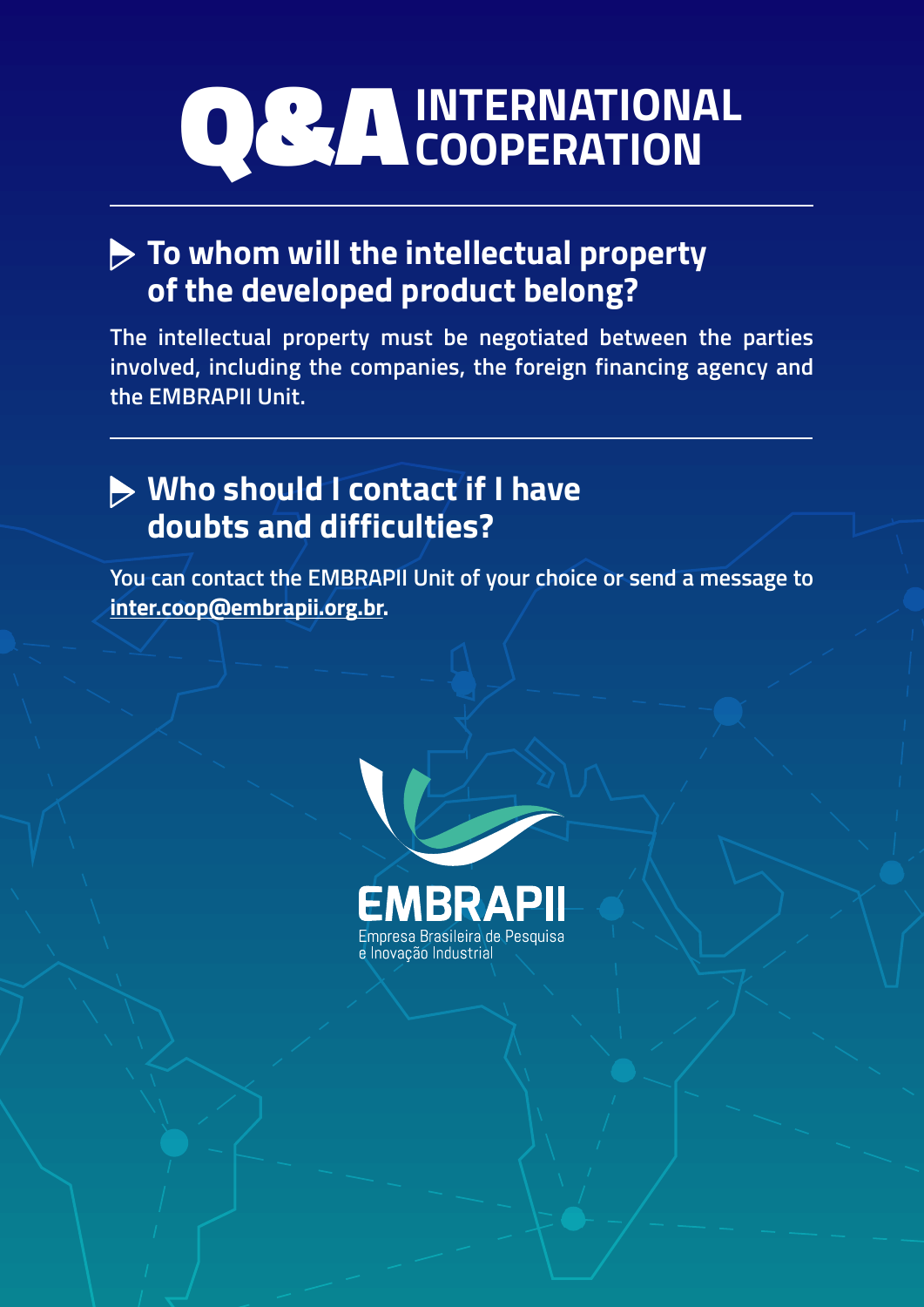# Q&A INTERNATIONAL COOPERATION

## To whom will the intellectual property of the developed product belong?

The intellectual property must be negotiated between the parties involved, including the companies, the foreign financing agency and the EMBRAPII Unit.

## Who should I contact if I have doubts and difficulties?

You can contact the EMBRAPII Unit of your choice or send a message to **inter.coop@embrapii.org.br**.

EMBRAPII

Empresa Brasileira de Pesquisa e Inovação Industrial